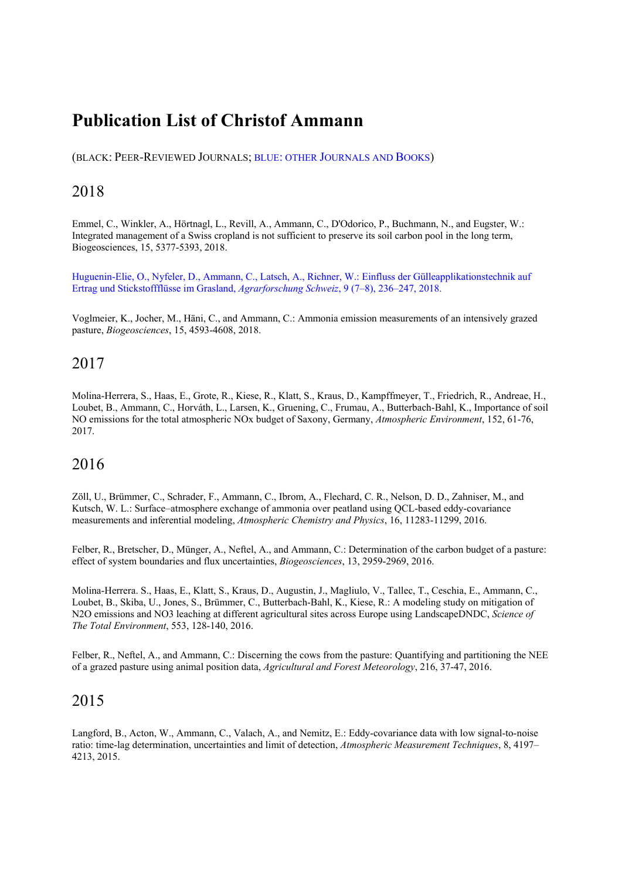# Publication List of Christof Ammann

(BLACK: PEER-REVIEWED JOURNALS; BLUE: OTHER JOURNALS AND BOOKS)

## 2018

Emmel, C., Winkler, A., Hörtnagl, L., Revill, A., Ammann, C., D'Odorico, P., Buchmann, N., and Eugster, W.: Integrated management of a Swiss cropland is not sufficient to preserve its soil carbon pool in the long term, Biogeosciences, 15, 5377-5393, 2018.

Huguenin-Elie, O., Nyfeler, D., Ammann, C., Latsch, A., Richner, W.: Einfluss der Gülleapplikationstechnik auf Ertrag und Stickstoffflüsse im Grasland, *Agrarforschung Schweiz*, 9 (7–8), 236–247, 2018.

Voglmeier, K., Jocher, M., Häni, C., and Ammann, C.: Ammonia emission measurements of an intensively grazed pasture, *Biogeosciences*, 15, 4593-4608, 2018.

## 2017

Molina-Herrera, S., Haas, E., Grote, R., Kiese, R., Klatt, S., Kraus, D., Kampffmeyer, T., Friedrich, R., Andreae, H., Loubet, B., Ammann, C., Horváth, L., Larsen, K., Gruening, C., Frumau, A., Butterbach-Bahl, K., Importance of soil NO emissions for the total atmospheric NOx budget of Saxony, Germany, *Atmospheric Environment*, 152, 61-76, 2017.

## 2016

Zöll, U., Brümmer, C., Schrader, F., Ammann, C., Ibrom, A., Flechard, C. R., Nelson, D. D., Zahniser, M., and Kutsch, W. L.: Surface–atmosphere exchange of ammonia over peatland using QCL-based eddy-covariance measurements and inferential modeling, *Atmospheric Chemistry and Physics*, 16, 11283-11299, 2016.

Felber, R., Bretscher, D., Münger, A., Neftel, A., and Ammann, C.: Determination of the carbon budget of a pasture: effect of system boundaries and flux uncertainties, *Biogeosciences*, 13, 2959-2969, 2016.

Molina-Herrera. S., Haas, E., Klatt, S., Kraus, D., Augustin, J., Magliulo, V., Tallec, T., Ceschia, E., Ammann, C., Loubet, B., Skiba, U., Jones, S., Brümmer, C., Butterbach-Bahl, K., Kiese, R.: A modeling study on mitigation of N2O emissions and NO3 leaching at different agricultural sites across Europe using LandscapeDNDC, *Science of The Total Environment*, 553, 128-140, 2016.

Felber, R., Neftel, A., and Ammann, C.: Discerning the cows from the pasture: Quantifying and partitioning the NEE of a grazed pasture using animal position data, *Agricultural and Forest Meteorology*, 216, 37-47, 2016.

## 2015

Langford, B., Acton, W., Ammann, C., Valach, A., and Nemitz, E.: Eddy-covariance data with low signal-to-noise ratio: time-lag determination, uncertainties and limit of detection, *Atmospheric Measurement Techniques*, 8, 4197–4213, 2015.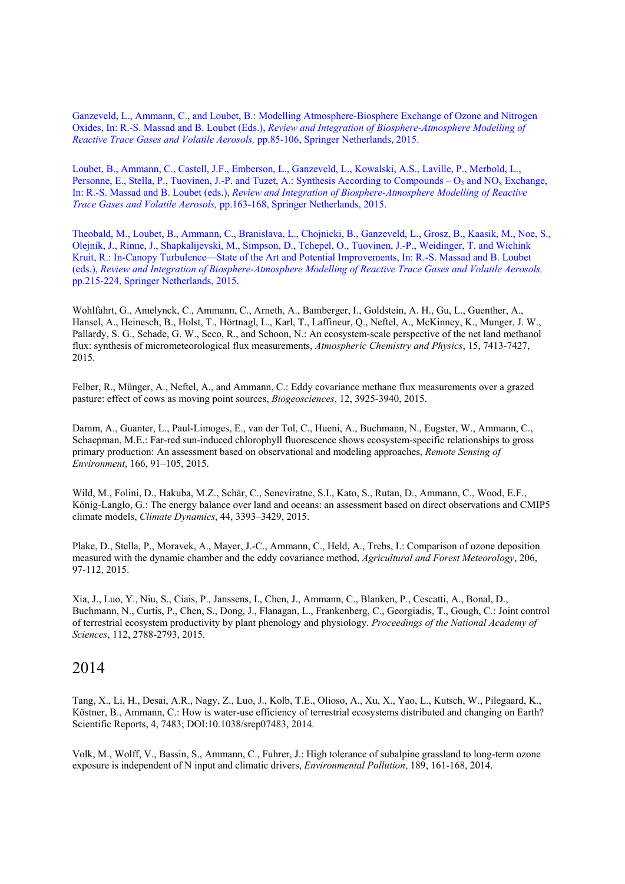Ganzeveld, L., Ammann, C., and Loubet, B.: Modelling Atmosphere-Biosphere Exchange of Ozone and Nitrogen Oxides, In: R.-S. Massad and B. Loubet (Eds.), *Review and Integration of Biosphere-Atmosphere Modelling of Reactive Trace Gases and Volatile Aerosols,* pp.85-106, Springer Netherlands, 2015.

Loubet, B., Ammann, C., Castell, J.F., Emberson, L., Ganzeveld, L., Kowalski, A.S., Laville, P., Merbold, L., Personne, E., Stella, P., Tuovinen, J.-P. and Tuzet, A.: Synthesis According to Compounds – $O_3$ and $NO_x$ Exchange, In: R.-S. Massad and B. Loubet (eds.), *Review and Integration of Biosphere-Atmosphere Modelling of Reactive Trace Gases and Volatile Aerosols,* pp.163-168, Springer Netherlands, 2015.

Theobald, M., Loubet, B., Ammann, C., Branislava, L., Chojnicki, B., Ganzeveld, L., Grosz, B., Kaasik, M., Noe, S., Olejnik, J., Rinne, J., Shapkalijevski, M., Simpson, D., Tchepel, O., Tuovinen, J.-P., Weidinger, T. and Wichink Kruit, R.: In-Canopy Turbulence—State of the Art and Potential Improvements, In: R.-S. Massad and B. Loubet (eds.), *Review and Integration of Biosphere-Atmosphere Modelling of Reactive Trace Gases and Volatile Aerosols,* pp.215-224, Springer Netherlands, 2015.

Wohlfahrt, G., Amelynck, C., Ammann, C., Arneth, A., Bamberger, I., Goldstein, A. H., Gu, L., Guenther, A., Hansel, A., Heinesch, B., Holst, T., Hörtnagl, L., Karl, T., Laffineur, Q., Neftel, A., McKinney, K., Munger, J. W., Pallardy, S. G., Schade, G. W., Seco, R., and Schoon, N.: An ecosystem-scale perspective of the net land methanol flux: synthesis of micrometeorological flux measurements, *Atmospheric Chemistry and Physics*, 15, 7413-7427, 2015.

Felber, R., Münger, A., Neftel, A., and Ammann, C.: Eddy covariance methane flux measurements over a grazed pasture: effect of cows as moving point sources, *Biogeosciences*, 12, 3925-3940, 2015.

Damm, A., Guanter, L., Paul-Limoges, E., van der Tol, C., Hueni, A., Buchmann, N., Eugster, W., Ammann, C., Schaepman, M.E.: Far-red sun-induced chlorophyll fluorescence shows ecosystem-specific relationships to gross primary production: An assessment based on observational and modeling approaches, *Remote Sensing of Environment*, 166, 91–105, 2015.

Wild, M., Folini, D., Hakuba, M.Z., Schär, C., Seneviratne, S.I., Kato, S., Rutan, D., Ammann, C., Wood, E.F., König-Langlo, G.: The energy balance over land and oceans: an assessment based on direct observations and CMIP5 climate models, *Climate Dynamics*, 44, 3393–3429, 2015.

Plake, D., Stella, P., Moravek, A., Mayer, J.-C., Ammann, C., Held, A., Trebs, I.: Comparison of ozone deposition measured with the dynamic chamber and the eddy covariance method, *Agricultural and Forest Meteorology*, 206, 97-112, 2015.

Xia, J., Luo, Y., Niu, S., Ciais, P., Janssens, I., Chen, J., Ammann, C., Blanken, P., Cescatti, A., Bonal, D., Buchmann, N., Curtis, P., Chen, S., Dong, J., Flanagan, L., Frankenberg, C., Georgiadis, T., Gough, C.: Joint control of terrestrial ecosystem productivity by plant phenology and physiology. *Proceedings of the National Academy of Sciences*, 112, 2788-2793, 2015.

## 2014

Tang, X., Li, H., Desai, A.R., Nagy, Z., Luo, J., Kolb, T.E., Olioso, A., Xu, X., Yao, L., Kutsch, W., Pilegaard, K., Köstner, B., Ammann, C.: How is water-use efficiency of terrestrial ecosystems distributed and changing on Earth? Scientific Reports, 4, 7483; DOI:10.1038/srep07483, 2014.

Volk, M., Wolff, V., Bassin, S., Ammann, C., Fuhrer, J.: High tolerance of subalpine grassland to long-term ozone exposure is independent of N input and climatic drivers, *Environmental Pollution*, 189, 161-168, 2014.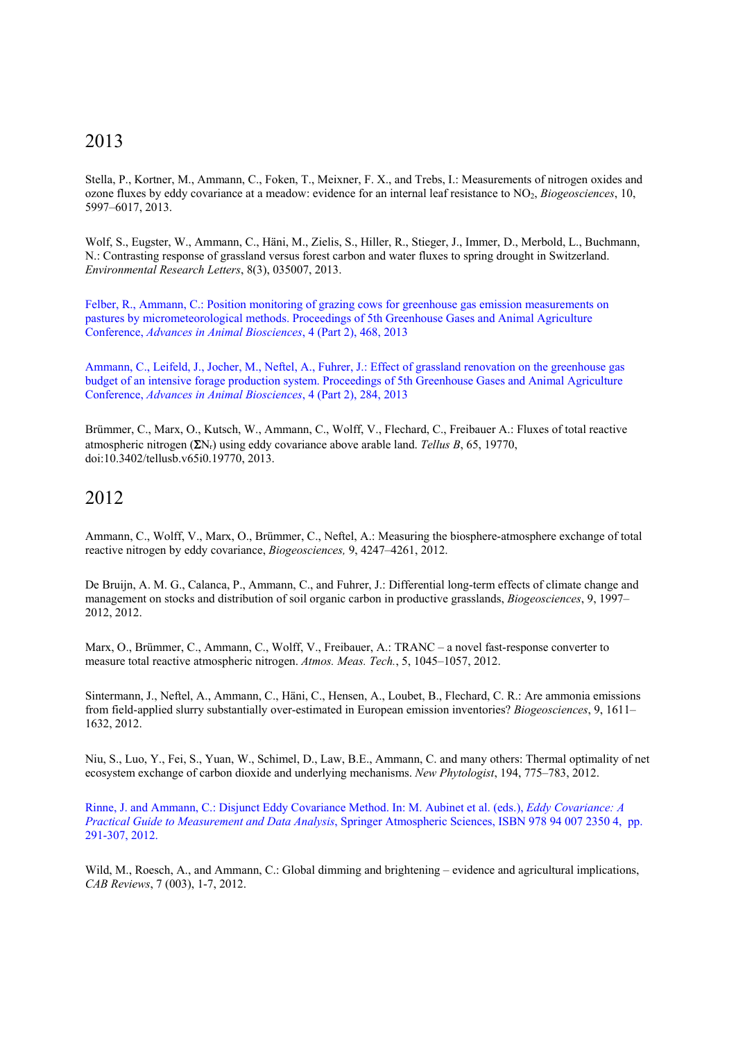## 2013

Stella, P., Kortner, M., Ammann, C., Foken, T., Meixner, F. X., and Trebs, I.: Measurements of nitrogen oxides and ozone fluxes by eddy covariance at a meadow: evidence for an internal leaf resistance to $NO_2$, *Biogeosciences*, 10, 5997–6017, 2013.

Wolf, S., Eugster, W., Ammann, C., Häni, M., Zielis, S., Hiller, R., Stieger, J., Immer, D., Merbold, L., Buchmann, N.: Contrasting response of grassland versus forest carbon and water fluxes to spring drought in Switzerland. *Environmental Research Letters*, 8(3), 035007, 2013.

Felber, R., Ammann, C.: Position monitoring of grazing cows for greenhouse gas emission measurements on pastures by micrometeorological methods. Proceedings of 5th Greenhouse Gases and Animal Agriculture Conference, *Advances in Animal Biosciences*, 4 (Part 2), 468, 2013

Ammann, C., Leifeld, J., Jocher, M., Neftel, A., Fuhrer, J.: Effect of grassland renovation on the greenhouse gas budget of an intensive forage production system. Proceedings of 5th Greenhouse Gases and Animal Agriculture Conference, *Advances in Animal Biosciences*, 4 (Part 2), 284, 2013

Brümmer, C., Marx, O., Kutsch, W., Ammann, C., Wolff, V., Flechard, C., Freibauer A.: Fluxes of total reactive atmospheric nitrogen ($\Sigma N_r$) using eddy covariance above arable land. *Tellus B*, 65, 19770, doi:10.3402/tellusb.v65i0.19770, 2013.

## 2012

Ammann, C., Wolff, V., Marx, O., Brümmer, C., Neftel, A.: Measuring the biosphere-atmosphere exchange of total reactive nitrogen by eddy covariance, *Biogeosciences,* 9, 4247–4261, 2012.

De Bruijn, A. M. G., Calanca, P., Ammann, C., and Fuhrer, J.: Differential long-term effects of climate change and management on stocks and distribution of soil organic carbon in productive grasslands, *Biogeosciences*, 9, 1997–2012, 2012.

Marx, O., Brümmer, C., Ammann, C., Wolff, V., Freibauer, A.: TRANC – a novel fast-response converter to measure total reactive atmospheric nitrogen. *Atmos. Meas. Tech.*, 5, 1045–1057, 2012.

Sintermann, J., Neftel, A., Ammann, C., Häni, C., Hensen, A., Loubet, B., Flechard, C. R.: Are ammonia emissions from field-applied slurry substantially over-estimated in European emission inventories? *Biogeosciences*, 9, 1611–1632, 2012.

Niu, S., Luo, Y., Fei, S., Yuan, W., Schimel, D., Law, B.E., Ammann, C. and many others: Thermal optimality of net ecosystem exchange of carbon dioxide and underlying mechanisms. *New Phytologist*, 194, 775–783, 2012.

Rinne, J. and Ammann, C.: Disjunct Eddy Covariance Method. In: M. Aubinet et al. (eds.), *Eddy Covariance: A Practical Guide to Measurement and Data Analysis*, Springer Atmospheric Sciences, ISBN 978 94 007 2350 4, pp. 291-307, 2012.

Wild, M., Roesch, A., and Ammann, C.: Global dimming and brightening – evidence and agricultural implications, *CAB Reviews*, 7 (003), 1-7, 2012.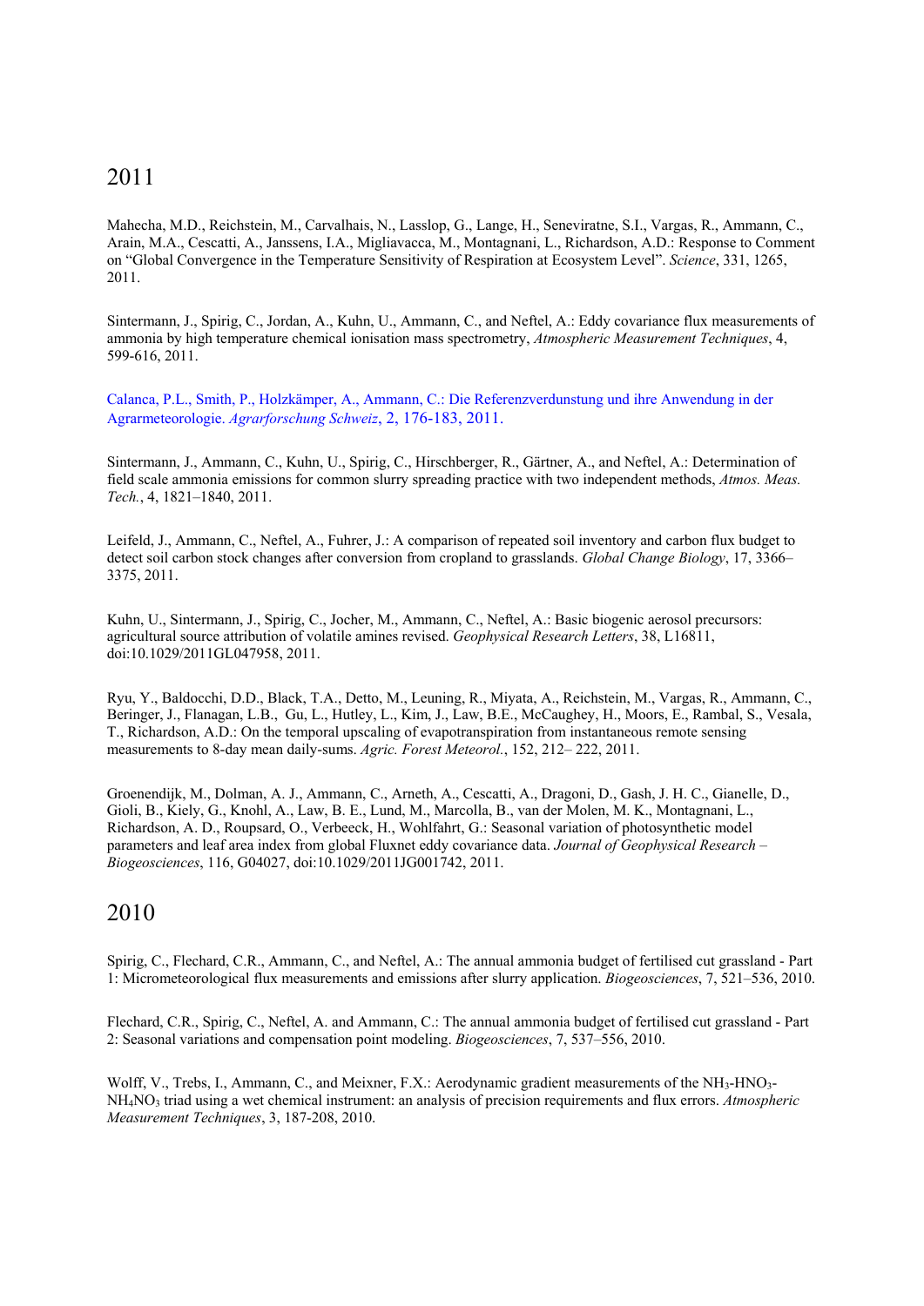## 2011

Mahecha, M.D., Reichstein, M., Carvalhais, N., Lasslop, G., Lange, H., Seneviratne, S.I., Vargas, R., Ammann, C., Arain, M.A., Cescatti, A., Janssens, I.A., Migliavacca, M., Montagnani, L., Richardson, A.D.: Response to Comment on "Global Convergence in the Temperature Sensitivity of Respiration at Ecosystem Level". *Science*, 331, 1265, 2011.

Sintermann, J., Spirig, C., Jordan, A., Kuhn, U., Ammann, C., and Neftel, A.: Eddy covariance flux measurements of ammonia by high temperature chemical ionisation mass spectrometry, *Atmospheric Measurement Techniques*, 4, 599-616, 2011.

Calanca, P.L., Smith, P., Holzkämper, A., Ammann, C.: Die Referenzverdunstung und ihre Anwendung in der Agrarmeteorologie. *Agrarforschung Schweiz*, 2, 176-183, 2011.

Sintermann, J., Ammann, C., Kuhn, U., Spirig, C., Hirschberger, R., Gärtner, A., and Neftel, A.: Determination of field scale ammonia emissions for common slurry spreading practice with two independent methods, *Atmos. Meas. Tech.*, 4, 1821–1840, 2011.

Leifeld, J., Ammann, C., Neftel, A., Fuhrer, J.: A comparison of repeated soil inventory and carbon flux budget to detect soil carbon stock changes after conversion from cropland to grasslands. *Global Change Biology*, 17, 3366–3375, 2011.

Kuhn, U., Sintermann, J., Spirig, C., Jocher, M., Ammann, C., Neftel, A.: Basic biogenic aerosol precursors: agricultural source attribution of volatile amines revised. *Geophysical Research Letters*, 38, L16811, doi:10.1029/2011GL047958, 2011.

Ryu, Y., Baldocchi, D.D., Black, T.A., Detto, M., Leuning, R., Miyata, A., Reichstein, M., Vargas, R., Ammann, C., Beringer, J., Flanagan, L.B., Gu, L., Hutley, L., Kim, J., Law, B.E., McCaughey, H., Moors, E., Rambal, S., Vesala, T., Richardson, A.D.: On the temporal upscaling of evapotranspiration from instantaneous remote sensing measurements to 8-day mean daily-sums. *Agric. Forest Meteorol.*, 152, 212– 222, 2011.

Groenendijk, M., Dolman, A. J., Ammann, C., Arneth, A., Cescatti, A., Dragoni, D., Gash, J. H. C., Gianelle, D., Gioli, B., Kiely, G., Knohl, A., Law, B. E., Lund, M., Marcolla, B., van der Molen, M. K., Montagnani, L., Richardson, A. D., Roupsard, O., Verbeeck, H., Wohlfahrt, G.: Seasonal variation of photosynthetic model parameters and leaf area index from global Fluxnet eddy covariance data. *Journal of Geophysical Research – Biogeosciences*, 116, G04027, doi:10.1029/2011JG001742, 2011.

## 2010

Spirig, C., Flechard, C.R., Ammann, C., and Neftel, A.: The annual ammonia budget of fertilised cut grassland - Part 1: Micrometeorological flux measurements and emissions after slurry application. *Biogeosciences*, 7, 521–536, 2010.

Flechard, C.R., Spirig, C., Neftel, A. and Ammann, C.: The annual ammonia budget of fertilised cut grassland - Part 2: Seasonal variations and compensation point modeling. *Biogeosciences*, 7, 537–556, 2010.

Wolff, V., Trebs, I., Ammann, C., and Meixner, F.X.: Aerodynamic gradient measurements of the $NH_3$-$HNO_3$-$NH_4NO_3$ triad using a wet chemical instrument: an analysis of precision requirements and flux errors. *Atmospheric Measurement Techniques*, 3, 187-208, 2010.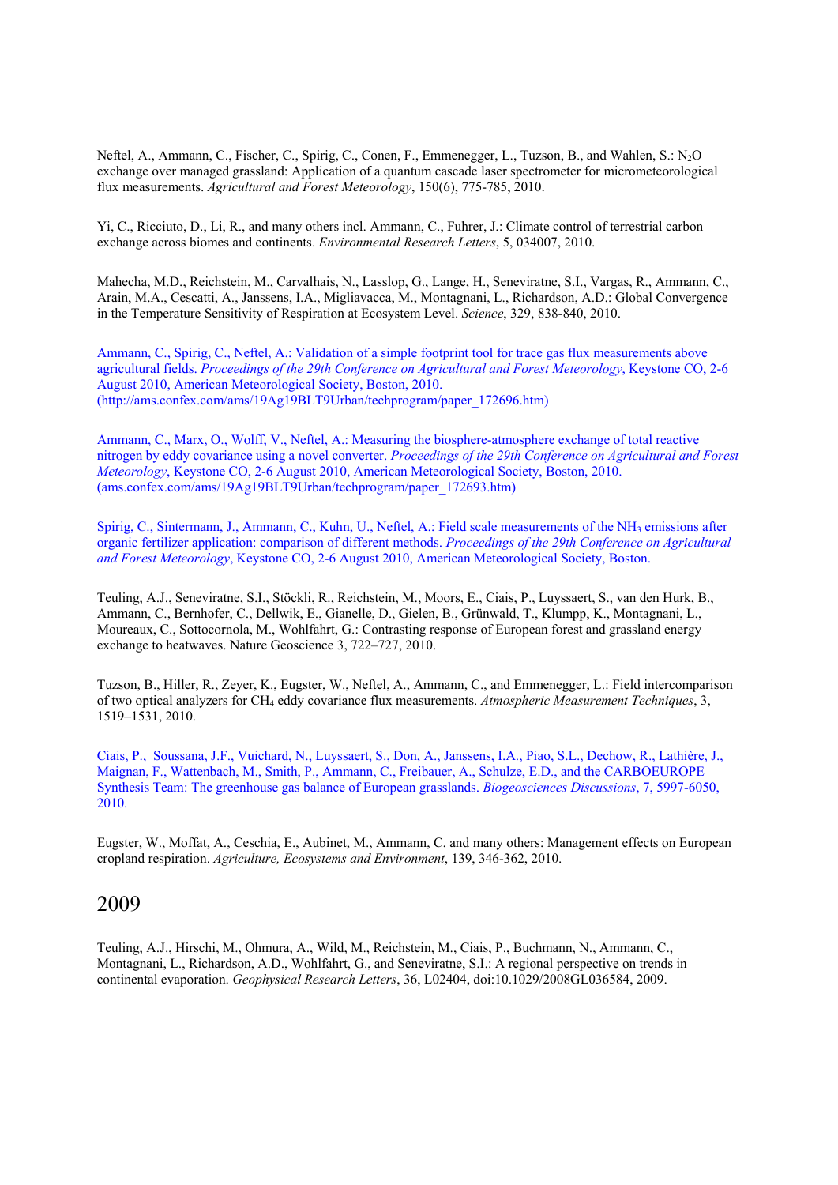Neftel, A., Ammann, C., Fischer, C., Spirig, C., Conen, F., Emmenegger, L., Tuzson, B., and Wahlen, S.: $N_2O$ exchange over managed grassland: Application of a quantum cascade laser spectrometer for micrometeorological flux measurements. *Agricultural and Forest Meteorology*, 150(6), 775-785, 2010.

Yi, C., Ricciuto, D., Li, R., and many others incl. Ammann, C., Fuhrer, J.: Climate control of terrestrial carbon exchange across biomes and continents. *Environmental Research Letters*, 5, 034007, 2010.

Mahecha, M.D., Reichstein, M., Carvalhais, N., Lasslop, G., Lange, H., Seneviratne, S.I., Vargas, R., Ammann, C., Arain, M.A., Cescatti, A., Janssens, I.A., Migliavacca, M., Montagnani, L., Richardson, A.D.: Global Convergence in the Temperature Sensitivity of Respiration at Ecosystem Level. *Science*, 329, 838-840, 2010.

Ammann, C., Spirig, C., Neftel, A.: Validation of a simple footprint tool for trace gas flux measurements above agricultural fields. *Proceedings of the 29th Conference on Agricultural and Forest Meteorology*, Keystone CO, 2-6 August 2010, American Meteorological Society, Boston, 2010. (http://ams.confex.com/ams/19Ag19BLT9Urban/techprogram/paper_172696.htm)

Ammann, C., Marx, O., Wolff, V., Neftel, A.: Measuring the biosphere-atmosphere exchange of total reactive nitrogen by eddy covariance using a novel converter. *Proceedings of the 29th Conference on Agricultural and Forest Meteorology*, Keystone CO, 2-6 August 2010, American Meteorological Society, Boston, 2010. (ams.confex.com/ams/19Ag19BLT9Urban/techprogram/paper_172693.htm)

Spirig, C., Sintermann, J., Ammann, C., Kuhn, U., Neftel, A.: Field scale measurements of the $NH_3$ emissions after organic fertilizer application: comparison of different methods. *Proceedings of the 29th Conference on Agricultural and Forest Meteorology*, Keystone CO, 2-6 August 2010, American Meteorological Society, Boston.

Teuling, A.J., Seneviratne, S.I., Stöckli, R., Reichstein, M., Moors, E., Ciais, P., Luyssaert, S., van den Hurk, B., Ammann, C., Bernhofer, C., Dellwik, E., Gianelle, D., Gielen, B., Grünwald, T., Klumpp, K., Montagnani, L., Moureaux, C., Sottocornola, M., Wohlfahrt, G.: Contrasting response of European forest and grassland energy exchange to heatwaves. Nature Geoscience 3, 722–727, 2010.

Tuzson, B., Hiller, R., Zeyer, K., Eugster, W., Neftel, A., Ammann, C., and Emmenegger, L.: Field intercomparison of two optical analyzers for $CH_4$ eddy covariance flux measurements. *Atmospheric Measurement Techniques*, 3, 1519–1531, 2010.

Ciais, P., Soussana, J.F., Vuichard, N., Luyssaert, S., Don, A., Janssens, I.A., Piao, S.L., Dechow, R., Lathière, J., Maignan, F., Wattenbach, M., Smith, P., Ammann, C., Freibauer, A., Schulze, E.D., and the CARBOEUROPE Synthesis Team: The greenhouse gas balance of European grasslands. *Biogeosciences Discussions*, 7, 5997-6050, 2010.

Eugster, W., Moffat, A., Ceschia, E., Aubinet, M., Ammann, C. and many others: Management effects on European cropland respiration. *Agriculture, Ecosystems and Environment*, 139, 346-362, 2010.

## 2009

Teuling, A.J., Hirschi, M., Ohmura, A., Wild, M., Reichstein, M., Ciais, P., Buchmann, N., Ammann, C., Montagnani, L., Richardson, A.D., Wohlfahrt, G., and Seneviratne, S.I.: A regional perspective on trends in continental evaporation. *Geophysical Research Letters*, 36, L02404, doi:10.1029/2008GL036584, 2009.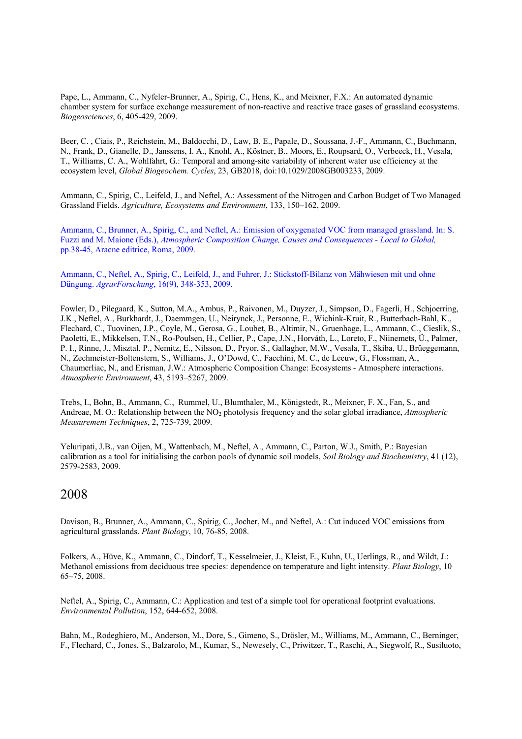Pape, L., Ammann, C., Nyfeler-Brunner, A., Spirig, C., Hens, K., and Meixner, F.X.: An automated dynamic chamber system for surface exchange measurement of non-reactive and reactive trace gases of grassland ecosystems. *Biogeosciences*, 6, 405-429, 2009.

Beer, C. , Ciais, P., Reichstein, M., Baldocchi, D., Law, B. E., Papale, D., Soussana, J.-F., Ammann, C., Buchmann, N., Frank, D., Gianelle, D., Janssens, I. A., Knohl, A., Köstner, B., Moors, E., Roupsard, O., Verbeeck, H., Vesala, T., Williams, C. A., Wohlfahrt, G.: Temporal and among-site variability of inherent water use efficiency at the ecosystem level, *Global Biogeochem. Cycles*, 23, GB2018, doi:10.1029/2008GB003233, 2009.

Ammann, C., Spirig, C., Leifeld, J., and Neftel, A.: Assessment of the Nitrogen and Carbon Budget of Two Managed Grassland Fields. *Agriculture, Ecosystems and Environment*, 133, 150–162, 2009.

Ammann, C., Brunner, A., Spirig, C., and Neftel, A.: Emission of oxygenated VOC from managed grassland. In: S. Fuzzi and M. Maione (Eds.), *Atmospheric Composition Change, Causes and Consequences - Local to Global,* pp.38-45, Aracne editrice, Roma, 2009.

Ammann, C., Neftel, A., Spirig, C., Leifeld, J., and Fuhrer, J.: Stickstoff-Bilanz von Mähwiesen mit und ohne Düngung. *AgrarForschung*, 16(9), 348-353, 2009.

Fowler, D., Pilegaard, K., Sutton, M.A., Ambus, P., Raivonen, M., Duyzer, J., Simpson, D., Fagerli, H., Schjoerring, J.K., Neftel, A., Burkhardt, J., Daemmgen, U., Neirynck, J., Personne, E., Wichink-Kruit, R., Butterbach-Bahl, K., Flechard, C., Tuovinen, J.P., Coyle, M., Gerosa, G., Loubet, B., Altimir, N., Gruenhage, L., Ammann, C., Cieslik, S., Paoletti, E., Mikkelsen, T.N., Ro-Poulsen, H., Cellier, P., Cape, J.N., Horváth, L., Loreto, F., Niinemets, Ü., Palmer, P. I., Rinne, J., Misztal, P., Nemitz, E., Nilsson, D., Pryor, S., Gallagher, M.W., Vesala, T., Skiba, U., Brüeggemann, N., Zechmeister-Boltenstern, S., Williams, J., O'Dowd, C., Facchini, M. C., de Leeuw, G., Flossman, A., Chaumerliac, N., and Erisman, J.W.: Atmospheric Composition Change: Ecosystems - Atmosphere interactions. *Atmospheric Environment*, 43, 5193–5267, 2009.

Trebs, I., Bohn, B., Ammann, C., Rummel, U., Blumthaler, M., Königstedt, R., Meixner, F. X., Fan, S., and Andreae, M. O.: Relationship between the $NO_2$ photolysis frequency and the solar global irradiance, *Atmospheric Measurement Techniques*, 2, 725-739, 2009.

Yeluripati, J.B., van Oijen, M., Wattenbach, M., Neftel, A., Ammann, C., Parton, W.J., Smith, P.: Bayesian calibration as a tool for initialising the carbon pools of dynamic soil models, *Soil Biology and Biochemistry*, 41 (12), 2579-2583, 2009.

## 2008

Davison, B., Brunner, A., Ammann, C., Spirig, C., Jocher, M., and Neftel, A.: Cut induced VOC emissions from agricultural grasslands. *Plant Biology*, 10, 76-85, 2008.

Folkers, A., Hüve, K., Ammann, C., Dindorf, T., Kesselmeier, J., Kleist, E., Kuhn, U., Uerlings, R., and Wildt, J.: Methanol emissions from deciduous tree species: dependence on temperature and light intensity. *Plant Biology*, 10 65–75, 2008.

Neftel, A., Spirig, C., Ammann, C.: Application and test of a simple tool for operational footprint evaluations. *Environmental Pollution*, 152, 644-652, 2008.

Bahn, M., Rodeghiero, M., Anderson, M., Dore, S., Gimeno, S., Drösler, M., Williams, M., Ammann, C., Berninger, F., Flechard, C., Jones, S., Balzarolo, M., Kumar, S., Newesely, C., Priwitzer, T., Raschi, A., Siegwolf, R., Susiluoto,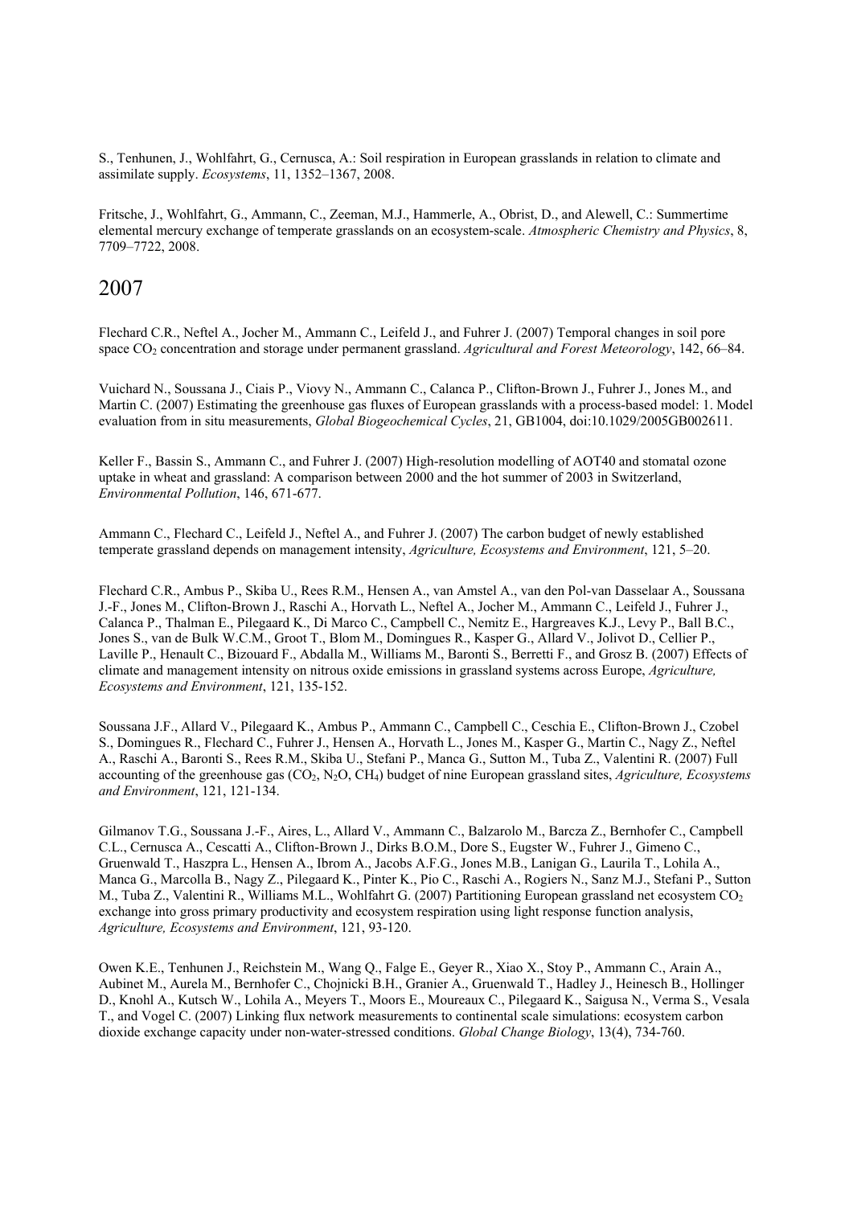S., Tenhunen, J., Wohlfahrt, G., Cernusca, A.: Soil respiration in European grasslands in relation to climate and assimilate supply. *Ecosystems*, 11, 1352–1367, 2008.

Fritsche, J., Wohlfahrt, G., Ammann, C., Zeeman, M.J., Hammerle, A., Obrist, D., and Alewell, C.: Summertime elemental mercury exchange of temperate grasslands on an ecosystem-scale. *Atmospheric Chemistry and Physics*, 8, 7709–7722, 2008.

## 2007

Flechard C.R., Neftel A., Jocher M., Ammann C., Leifeld J., and Fuhrer J. (2007) Temporal changes in soil pore space $CO_2$ concentration and storage under permanent grassland. *Agricultural and Forest Meteorology*, 142, 66–84.

Vuichard N., Soussana J., Ciais P., Viovy N., Ammann C., Calanca P., Clifton-Brown J., Fuhrer J., Jones M., and Martin C. (2007) Estimating the greenhouse gas fluxes of European grasslands with a process-based model: 1. Model evaluation from in situ measurements, *Global Biogeochemical Cycles*, 21, GB1004, doi:10.1029/2005GB002611.

Keller F., Bassin S., Ammann C., and Fuhrer J. (2007) High-resolution modelling of AOT40 and stomatal ozone uptake in wheat and grassland: A comparison between 2000 and the hot summer of 2003 in Switzerland, *Environmental Pollution*, 146, 671-677.

Ammann C., Flechard C., Leifeld J., Neftel A., and Fuhrer J. (2007) The carbon budget of newly established temperate grassland depends on management intensity, *Agriculture, Ecosystems and Environment*, 121, 5–20.

Flechard C.R., Ambus P., Skiba U., Rees R.M., Hensen A., van Amstel A., van den Pol-van Dasselaar A., Soussana J.-F., Jones M., Clifton-Brown J., Raschi A., Horvath L., Neftel A., Jocher M., Ammann C., Leifeld J., Fuhrer J., Calanca P., Thalman E., Pilegaard K., Di Marco C., Campbell C., Nemitz E., Hargreaves K.J., Levy P., Ball B.C., Jones S., van de Bulk W.C.M., Groot T., Blom M., Domingues R., Kasper G., Allard V., Jolivot D., Cellier P., Laville P., Henault C., Bizouard F., Abdalla M., Williams M., Baronti S., Berretti F., and Grosz B. (2007) Effects of climate and management intensity on nitrous oxide emissions in grassland systems across Europe, *Agriculture, Ecosystems and Environment*, 121, 135-152.

Soussana J.F., Allard V., Pilegaard K., Ambus P., Ammann C., Campbell C., Ceschia E., Clifton-Brown J., Czobel S., Domingues R., Flechard C., Fuhrer J., Hensen A., Horvath L., Jones M., Kasper G., Martin C., Nagy Z., Neftel A., Raschi A., Baronti S., Rees R.M., Skiba U., Stefani P., Manca G., Sutton M., Tuba Z., Valentini R. (2007) Full accounting of the greenhouse gas ($CO_2$, $N_2O$, $CH_4$) budget of nine European grassland sites, *Agriculture, Ecosystems and Environment*, 121, 121-134.

Gilmanov T.G., Soussana J.-F., Aires, L., Allard V., Ammann C., Balzarolo M., Barcza Z., Bernhofer C., Campbell C.L., Cernusca A., Cescatti A., Clifton-Brown J., Dirks B.O.M., Dore S., Eugster W., Fuhrer J., Gimeno C., Gruenwald T., Haszpra L., Hensen A., Ibrom A., Jacobs A.F.G., Jones M.B., Lanigan G., Laurila T., Lohila A., Manca G., Marcolla B., Nagy Z., Pilegaard K., Pinter K., Pio C., Raschi A., Rogiers N., Sanz M.J., Stefani P., Sutton M., Tuba Z., Valentini R., Williams M.L., Wohlfahrt G. (2007) Partitioning European grassland net ecosystem $CO_2$ exchange into gross primary productivity and ecosystem respiration using light response function analysis, *Agriculture, Ecosystems and Environment*, 121, 93-120.

Owen K.E., Tenhunen J., Reichstein M., Wang Q., Falge E., Geyer R., Xiao X., Stoy P., Ammann C., Arain A., Aubinet M., Aurela M., Bernhofer C., Chojnicki B.H., Granier A., Gruenwald T., Hadley J., Heinesch B., Hollinger D., Knohl A., Kutsch W., Lohila A., Meyers T., Moors E., Moureaux C., Pilegaard K., Saigusa N., Verma S., Vesala T., and Vogel C. (2007) Linking flux network measurements to continental scale simulations: ecosystem carbon dioxide exchange capacity under non-water-stressed conditions. *Global Change Biology*, 13(4), 734-760.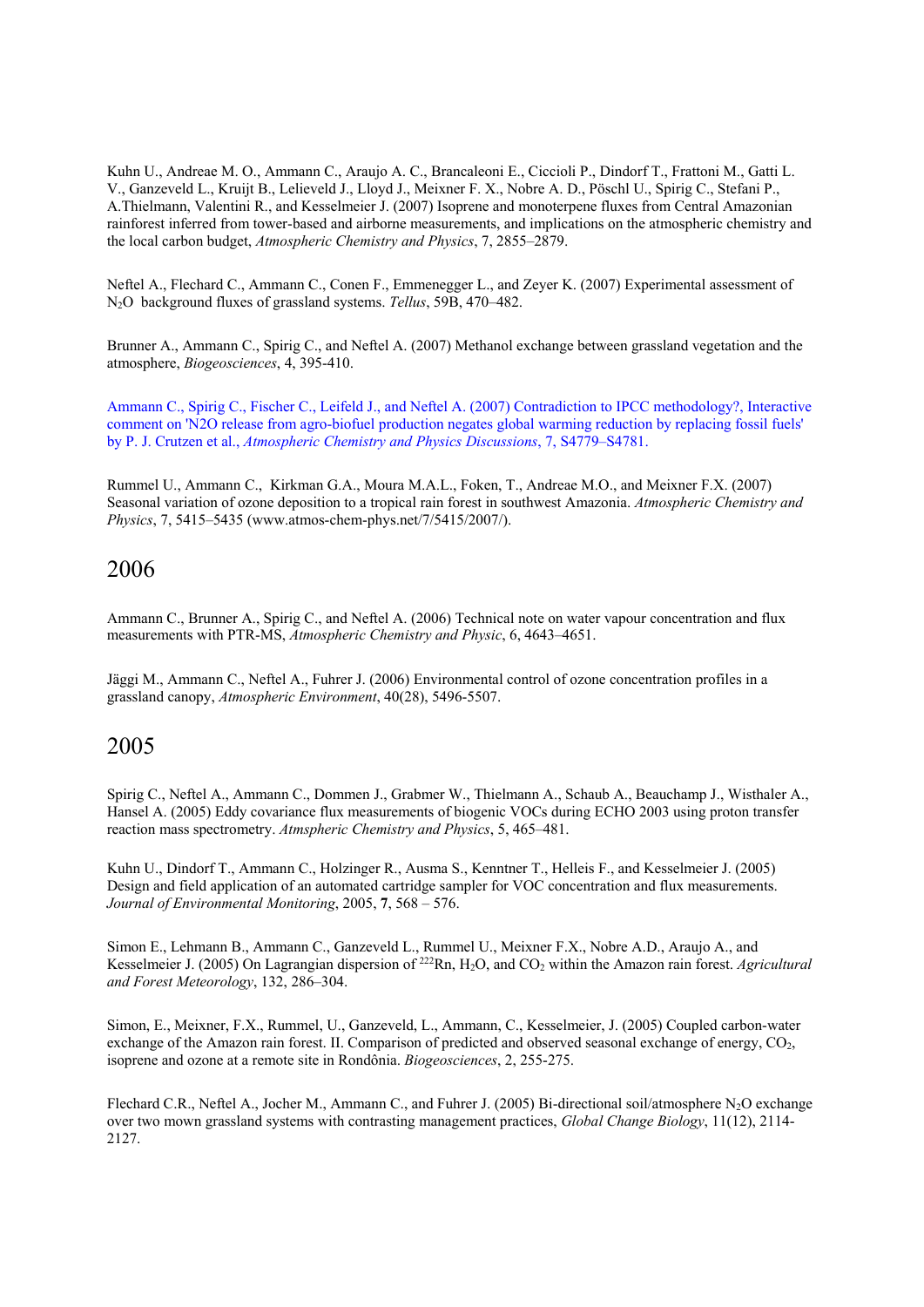Kuhn U., Andreae M. O., Ammann C., Araujo A. C., Brancaleoni E., Ciccioli P., Dindorf T., Frattoni M., Gatti L. V., Ganzeveld L., Kruijt B., Lelieveld J., Lloyd J., Meixner F. X., Nobre A. D., Pöschl U., Spirig C., Stefani P., A.Thielmann, Valentini R., and Kesselmeier J. (2007) Isoprene and monoterpene fluxes from Central Amazonian rainforest inferred from tower-based and airborne measurements, and implications on the atmospheric chemistry and the local carbon budget, *Atmospheric Chemistry and Physics*, 7, 2855–2879.

Neftel A., Flechard C., Ammann C., Conen F., Emmenegger L., and Zeyer K. (2007) Experimental assessment of $N_2O$ background fluxes of grassland systems. *Tellus*, 59B, 470–482.

Brunner A., Ammann C., Spirig C., and Neftel A. (2007) Methanol exchange between grassland vegetation and the atmosphere, *Biogeosciences*, 4, 395-410.

Ammann C., Spirig C., Fischer C., Leifeld J., and Neftel A. (2007) Contradiction to IPCC methodology?, Interactive comment on 'N2O release from agro-biofuel production negates global warming reduction by replacing fossil fuels' by P. J. Crutzen et al., *Atmospheric Chemistry and Physics Discussions*, 7, S4779–S4781.

Rummel U., Ammann C., Kirkman G.A., Moura M.A.L., Foken, T., Andreae M.O., and Meixner F.X. (2007) Seasonal variation of ozone deposition to a tropical rain forest in southwest Amazonia. *Atmospheric Chemistry and Physics*, 7, 5415–5435 (www.atmos-chem-phys.net/7/5415/2007/).

## 2006

Ammann C., Brunner A., Spirig C., and Neftel A. (2006) Technical note on water vapour concentration and flux measurements with PTR-MS, *Atmospheric Chemistry and Physic*, 6, 4643–4651.

Jäggi M., Ammann C., Neftel A., Fuhrer J. (2006) Environmental control of ozone concentration profiles in a grassland canopy, *Atmospheric Environment*, 40(28), 5496-5507.

## 2005

Spirig C., Neftel A., Ammann C., Dommen J., Grabmer W., Thielmann A., Schaub A., Beauchamp J., Wisthaler A., Hansel A. (2005) Eddy covariance flux measurements of biogenic VOCs during ECHO 2003 using proton transfer reaction mass spectrometry. *Atmspheric Chemistry and Physics*, 5, 465–481.

Kuhn U., Dindorf T., Ammann C., Holzinger R., Ausma S., Kenntner T., Helleis F., and Kesselmeier J. (2005) Design and field application of an automated cartridge sampler for VOC concentration and flux measurements. *Journal of Environmental Monitoring*, 2005, **7**, 568 – 576.

Simon E., Lehmann B., Ammann C., Ganzeveld L., Rummel U., Meixner F.X., Nobre A.D., Araujo A., and Kesselmeier J. (2005) On Lagrangian dispersion of $^{222}Rn$, $H_2O$, and $CO_2$ within the Amazon rain forest. *Agricultural and Forest Meteorology*, 132, 286–304.

Simon, E., Meixner, F.X., Rummel, U., Ganzeveld, L., Ammann, C., Kesselmeier, J. (2005) Coupled carbon-water exchange of the Amazon rain forest. II. Comparison of predicted and observed seasonal exchange of energy, $CO_2$, isoprene and ozone at a remote site in Rondônia. *Biogeosciences*, 2, 255-275.

Flechard C.R., Neftel A., Jocher M., Ammann C., and Fuhrer J. (2005) Bi-directional soil/atmosphere $N_2O$ exchange over two mown grassland systems with contrasting management practices, *Global Change Biology*, 11(12), 2114-2127.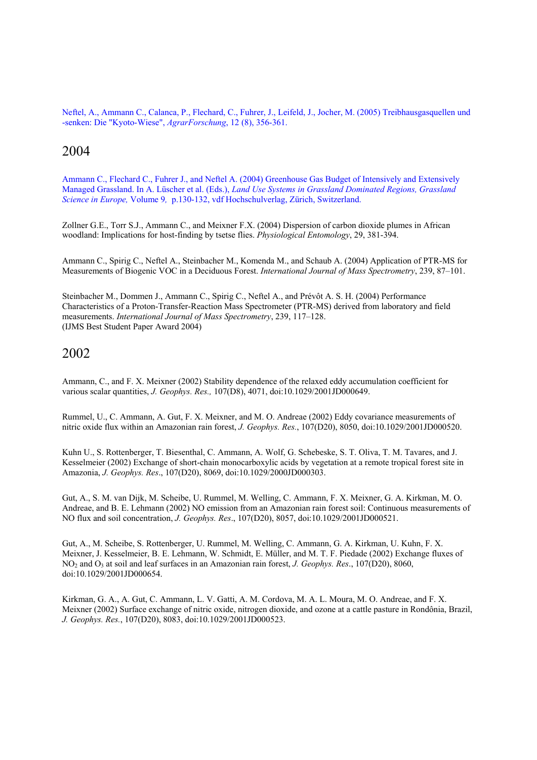Neftel, A., Ammann C., Calanca, P., Flechard, C., Fuhrer, J., Leifeld, J., Jocher, M. (2005) Treibhausgasquellen und -senken: Die "Kyoto-Wiese", *AgrarForschung*, 12 (8), 356-361.

## 2004

Ammann C., Flechard C., Fuhrer J., and Neftel A. (2004) Greenhouse Gas Budget of Intensively and Extensively Managed Grassland. In A. Lüscher et al. (Eds.), *Land Use Systems in Grassland Dominated Regions, Grassland Science in Europe,* Volume 9, p.130-132, vdf Hochschulverlag, Zürich, Switzerland.

Zollner G.E., Torr S.J., Ammann C., and Meixner F.X. (2004) Dispersion of carbon dioxide plumes in African woodland: Implications for host-finding by tsetse flies. *Physiological Entomology*, 29, 381-394.

Ammann C., Spirig C., Neftel A., Steinbacher M., Komenda M., and Schaub A. (2004) Application of PTR-MS for Measurements of Biogenic VOC in a Deciduous Forest. *International Journal of Mass Spectrometry*, 239, 87–101.

Steinbacher M., Dommen J., Ammann C., Spirig C., Neftel A., and Prévôt A. S. H. (2004) Performance Characteristics of a Proton-Transfer-Reaction Mass Spectrometer (PTR-MS) derived from laboratory and field measurements. *International Journal of Mass Spectrometry*, 239, 117–128.
(IJMS Best Student Paper Award 2004)

## 2002

Ammann, C., and F. X. Meixner (2002) Stability dependence of the relaxed eddy accumulation coefficient for various scalar quantities, *J. Geophys. Res.,* 107(D8), 4071, doi:10.1029/2001JD000649.

Rummel, U., C. Ammann, A. Gut, F. X. Meixner, and M. O. Andreae (2002) Eddy covariance measurements of nitric oxide flux within an Amazonian rain forest, *J. Geophys. Res.*, 107(D20), 8050, doi:10.1029/2001JD000520.

Kuhn U., S. Rottenberger, T. Biesenthal, C. Ammann, A. Wolf, G. Schebeske, S. T. Oliva, T. M. Tavares, and J. Kesselmeier (2002) Exchange of short-chain monocarboxylic acids by vegetation at a remote tropical forest site in Amazonia, *J. Geophys. Res*., 107(D20), 8069, doi:10.1029/2000JD000303.

Gut, A., S. M. van Dijk, M. Scheibe, U. Rummel, M. Welling, C. Ammann, F. X. Meixner, G. A. Kirkman, M. O. Andreae, and B. E. Lehmann (2002) NO emission from an Amazonian rain forest soil: Continuous measurements of NO flux and soil concentration, *J. Geophys. Res*., 107(D20), 8057, doi:10.1029/2001JD000521.

Gut, A., M. Scheibe, S. Rottenberger, U. Rummel, M. Welling, C. Ammann, G. A. Kirkman, U. Kuhn, F. X. Meixner, J. Kesselmeier, B. E. Lehmann, W. Schmidt, E. Müller, and M. T. F. Piedade (2002) Exchange fluxes of $NO_2$ and $O_3$ at soil and leaf surfaces in an Amazonian rain forest, *J. Geophys. Res*., 107(D20), 8060, doi:10.1029/2001JD000654.

Kirkman, G. A., A. Gut, C. Ammann, L. V. Gatti, A. M. Cordova, M. A. L. Moura, M. O. Andreae, and F. X. Meixner (2002) Surface exchange of nitric oxide, nitrogen dioxide, and ozone at a cattle pasture in Rondônia, Brazil, *J. Geophys. Res.*, 107(D20), 8083, doi:10.1029/2001JD000523.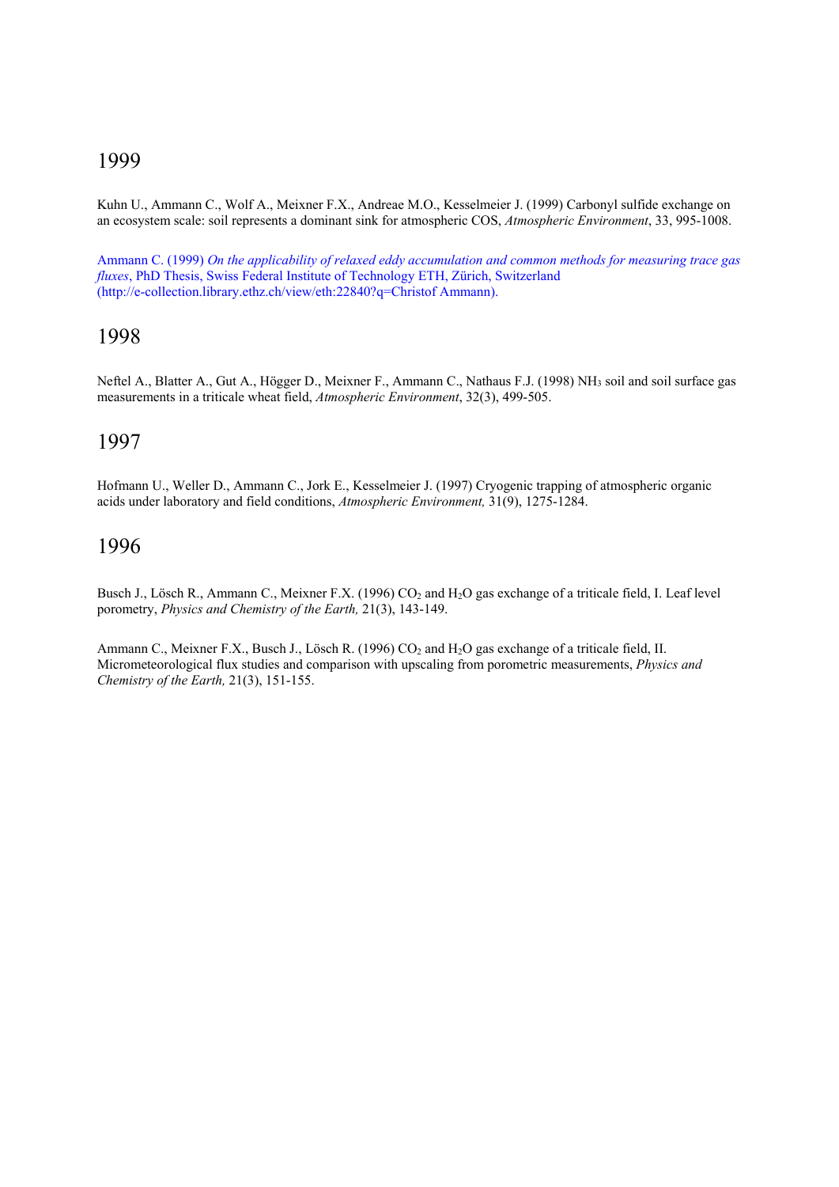## 1999

Kuhn U., Ammann C., Wolf A., Meixner F.X., Andreae M.O., Kesselmeier J. (1999) Carbonyl sulfide exchange on an ecosystem scale: soil represents a dominant sink for atmospheric COS, *Atmospheric Environment*, 33, 995-1008.

Ammann C. (1999) *On the applicability of relaxed eddy accumulation and common methods for measuring trace gas fluxes*, PhD Thesis, Swiss Federal Institute of Technology ETH, Zürich, Switzerland (http://e-collection.library.ethz.ch/view/eth:22840?q=Christof Ammann).

## 1998

Neftel A., Blatter A., Gut A., Högger D., Meixner F., Ammann C., Nathaus F.J. (1998) $NH_3$ soil and soil surface gas measurements in a triticale wheat field, *Atmospheric Environment*, 32(3), 499-505.

## 1997

Hofmann U., Weller D., Ammann C., Jork E., Kesselmeier J. (1997) Cryogenic trapping of atmospheric organic acids under laboratory and field conditions, *Atmospheric Environment,* 31(9), 1275-1284.

## 1996

Busch J., Lösch R., Ammann C., Meixner F.X. (1996) $CO_2$ and $H_2O$ gas exchange of a triticale field, I. Leaf level porometry, *Physics and Chemistry of the Earth,* 21(3), 143-149.

Ammann C., Meixner F.X., Busch J., Lösch R. (1996) $CO_2$ and $H_2O$ gas exchange of a triticale field, II. Micrometeorological flux studies and comparison with upscaling from porometric measurements, *Physics and Chemistry of the Earth,* 21(3), 151-155.